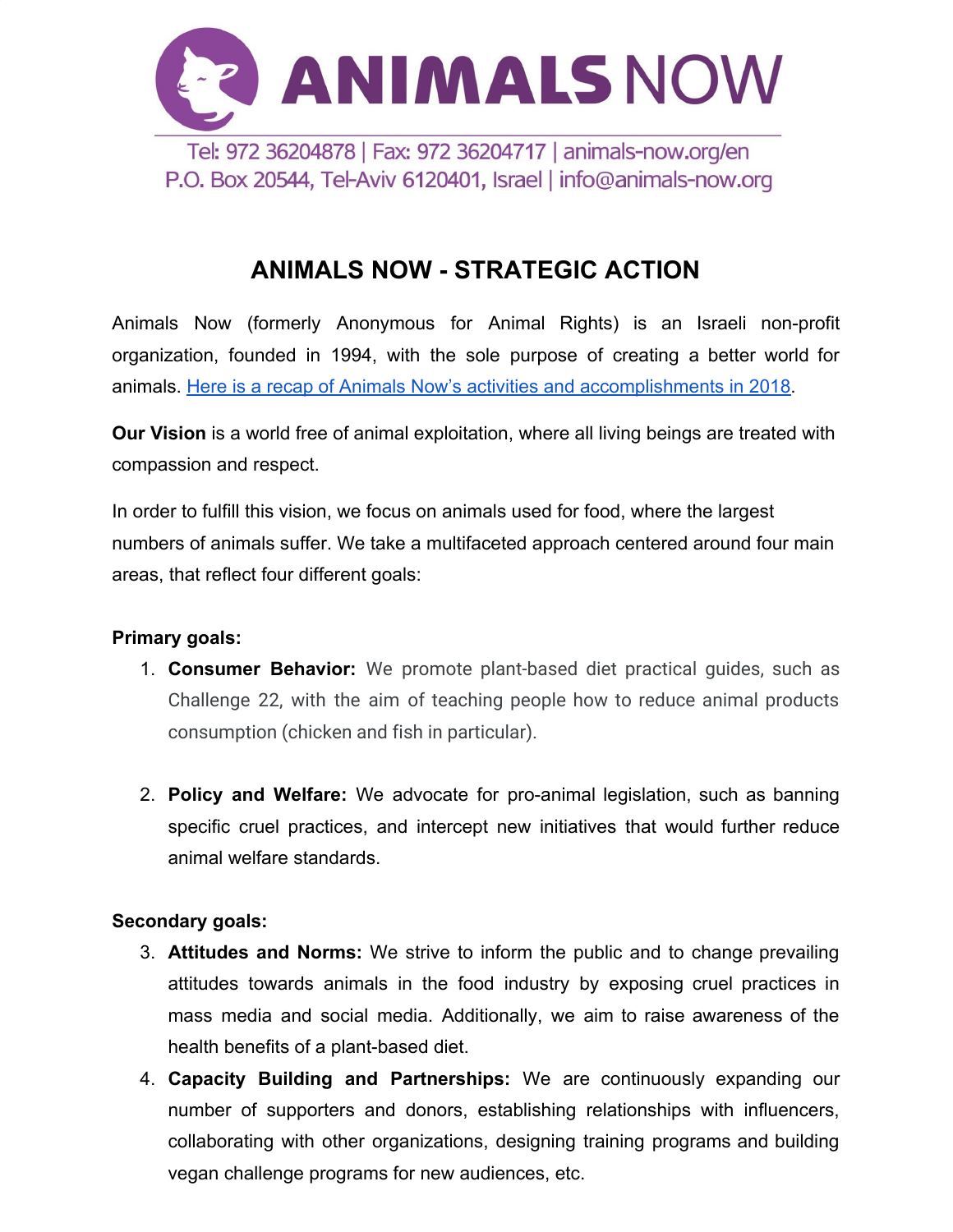# ANIMALS NOW

Tel: 972 36204878 | Fax: 972 36204717 | animals-now.org/en
P.O. Box 20544, Tel-Aviv 6120401, Israel | info@animals-now.org

## ANIMALS NOW - STRATEGIC ACTION

Animals Now (formerly Anonymous for Animal Rights) is an Israeli non-profit organization, founded in 1994, with the sole purpose of creating a better world for animals. [Here is a recap of Animals Now's activities and accomplishments in 2018](#).

**Our Vision** is a world free of animal exploitation, where all living beings are treated with compassion and respect.

In order to fulfill this vision, we focus on animals used for food, where the largest numbers of animals suffer. We take a multifaceted approach centered around four main areas, that reflect four different goals:

**Primary goals:**

1. **Consumer Behavior:** We promote plant-based diet practical guides, such as Challenge 22, with the aim of teaching people how to reduce animal products consumption (chicken and fish in particular).

2. **Policy and Welfare:** We advocate for pro-animal legislation, such as banning specific cruel practices, and intercept new initiatives that would further reduce animal welfare standards.

**Secondary goals:**

3. **Attitudes and Norms:** We strive to inform the public and to change prevailing attitudes towards animals in the food industry by exposing cruel practices in mass media and social media. Additionally, we aim to raise awareness of the health benefits of a plant-based diet.
4. **Capacity Building and Partnerships:** We are continuously expanding our number of supporters and donors, establishing relationships with influencers, collaborating with other organizations, designing training programs and building vegan challenge programs for new audiences, etc.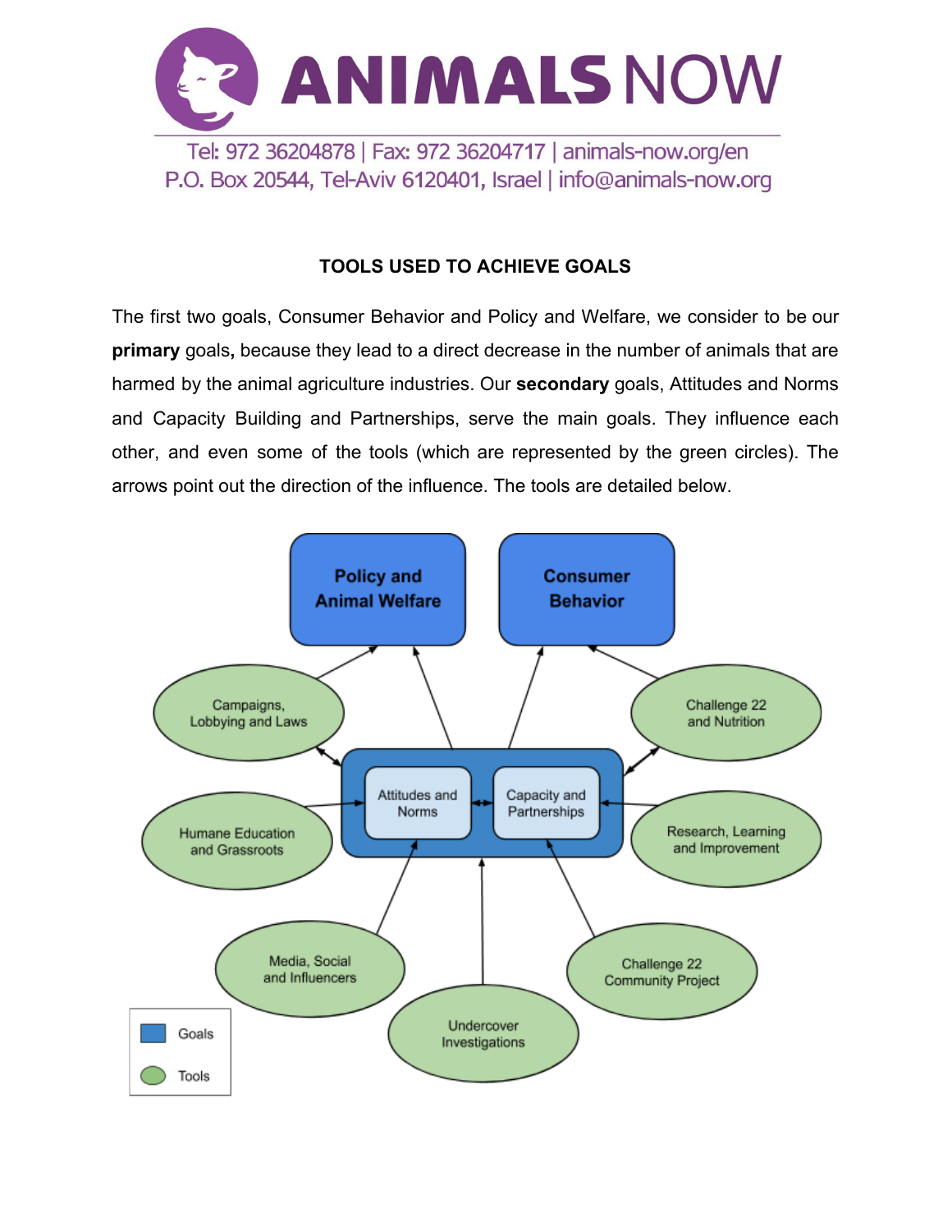# TOOLS USED TO ACHIEVE GOALS

The first two goals, Consumer Behavior and Policy and Welfare, we consider to be our **primary** goals**,** because they lead to a direct decrease in the number of animals that are harmed by the animal agriculture industries. Our **secondary** goals, Attitudes and Norms and Capacity Building and Partnerships, serve the main goals. They influence each other, and even some of the tools (which are represented by the green circles). The arrows point out the direction of the influence. The tools are detailed below.

Policy and Animal Welfare

Consumer Behavior

Campaigns, Lobbying and Laws

Challenge 22 and Nutrition

Attitudes and Norms

Capacity and Partnerships

Humane Education and Grassroots

Research, Learning and Improvement

Media, Social and Influencers

Undercover Investigations

Challenge 22 Community Project

Goals

Tools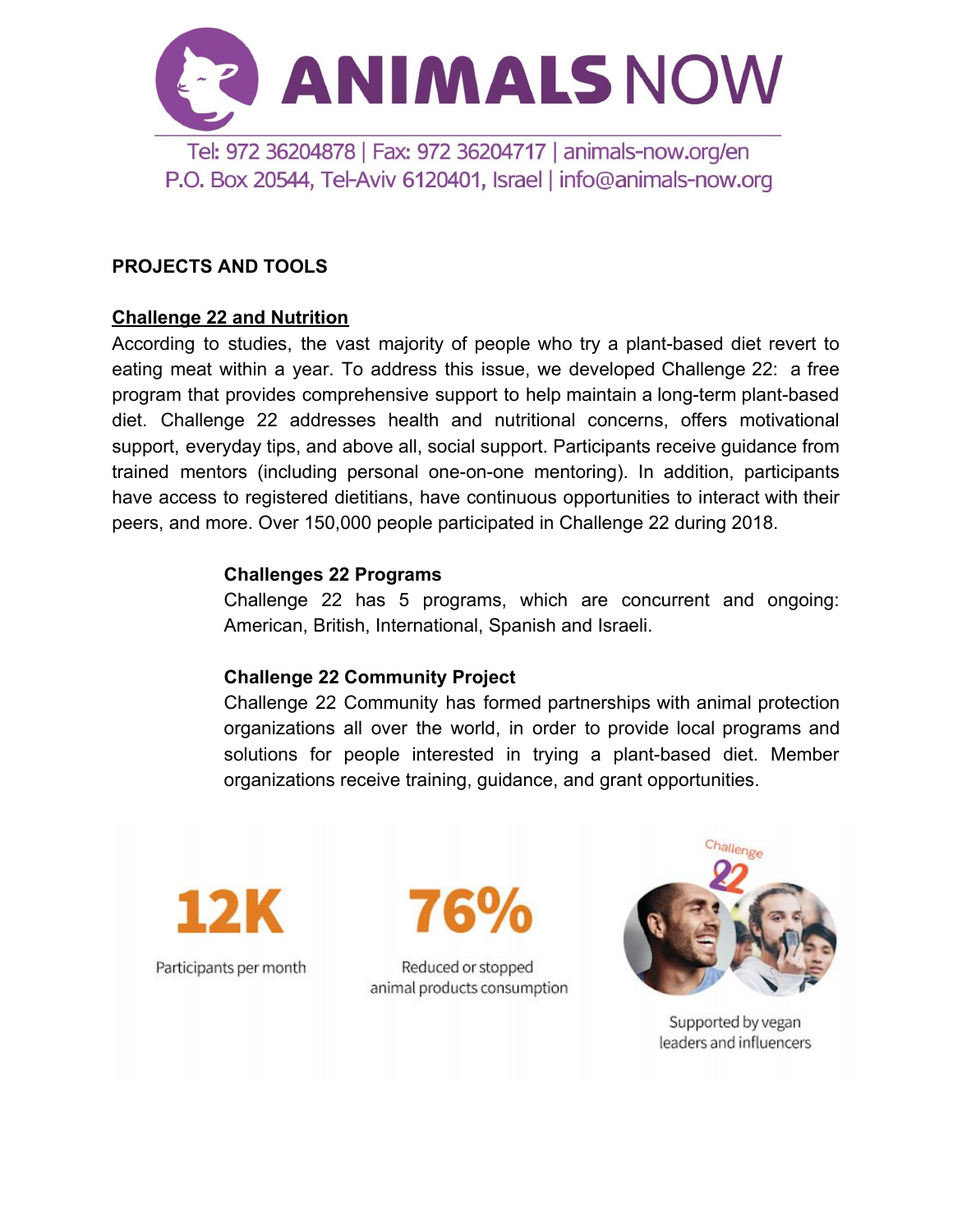**PROJECTS AND TOOLS**

## Challenge 22 and Nutrition

According to studies, the vast majority of people who try a plant-based diet revert to eating meat within a year. To address this issue, we developed Challenge 22: a free program that provides comprehensive support to help maintain a long-term plant-based diet. Challenge 22 addresses health and nutritional concerns, offers motivational support, everyday tips, and above all, social support. Participants receive guidance from trained mentors (including personal one-on-one mentoring). In addition, participants have access to registered dietitians, have continuous opportunities to interact with their peers, and more. Over 150,000 people participated in Challenge 22 during 2018.

### Challenges 22 Programs

Challenge 22 has 5 programs, which are concurrent and ongoing: American, British, International, Spanish and Israeli.

### Challenge 22 Community Project

Challenge 22 Community has formed partnerships with animal protection organizations all over the world, in order to provide local programs and solutions for people interested in trying a plant-based diet. Member organizations receive training, guidance, and grant opportunities.

**12K**
Participants per month

**76%**
Reduced or stopped animal products consumption

Challenge 22
Supported by vegan leaders and influencers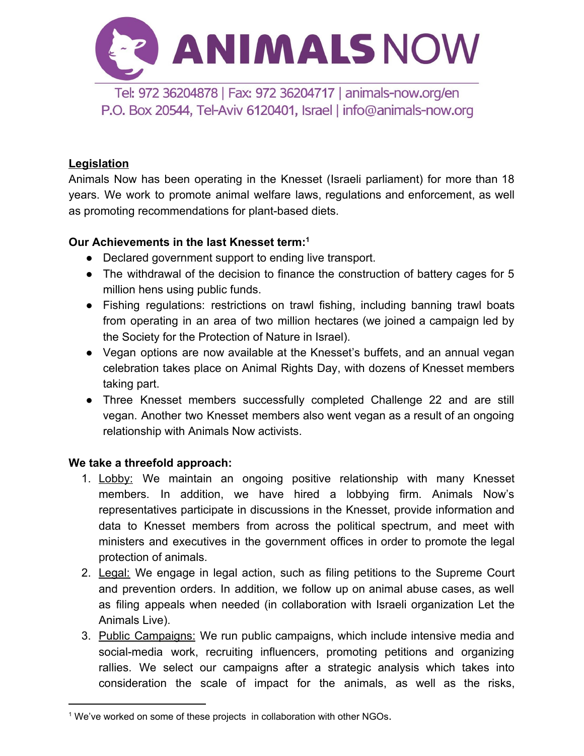## Legislation

Animals Now has been operating in the Knesset (Israeli parliament) for more than 18 years. We work to promote animal welfare laws, regulations and enforcement, as well as promoting recommendations for plant-based diets.

**Our Achievements in the last Knesset term:**[1]

- Declared government support to ending live transport.
- The withdrawal of the decision to finance the construction of battery cages for 5 million hens using public funds.
- Fishing regulations: restrictions on trawl fishing, including banning trawl boats from operating in an area of two million hectares (we joined a campaign led by the Society for the Protection of Nature in Israel).
- Vegan options are now available at the Knesset's buffets, and an annual vegan celebration takes place on Animal Rights Day, with dozens of Knesset members taking part.
- Three Knesset members successfully completed Challenge 22 and are still vegan. Another two Knesset members also went vegan as a result of an ongoing relationship with Animals Now activists.

**We take a threefold approach:**

1. Lobby: We maintain an ongoing positive relationship with many Knesset members. In addition, we have hired a lobbying firm. Animals Now's representatives participate in discussions in the Knesset, provide information and data to Knesset members from across the political spectrum, and meet with ministers and executives in the government offices in order to promote the legal protection of animals.
2. Legal: We engage in legal action, such as filing petitions to the Supreme Court and prevention orders. In addition, we follow up on animal abuse cases, as well as filing appeals when needed (in collaboration with Israeli organization Let the Animals Live).
3. Public Campaigns: We run public campaigns, which include intensive media and social-media work, recruiting influencers, promoting petitions and organizing rallies. We select our campaigns after a strategic analysis which takes into consideration the scale of impact for the animals, as well as the risks,

[1] We've worked on some of these projects in collaboration with other NGOs.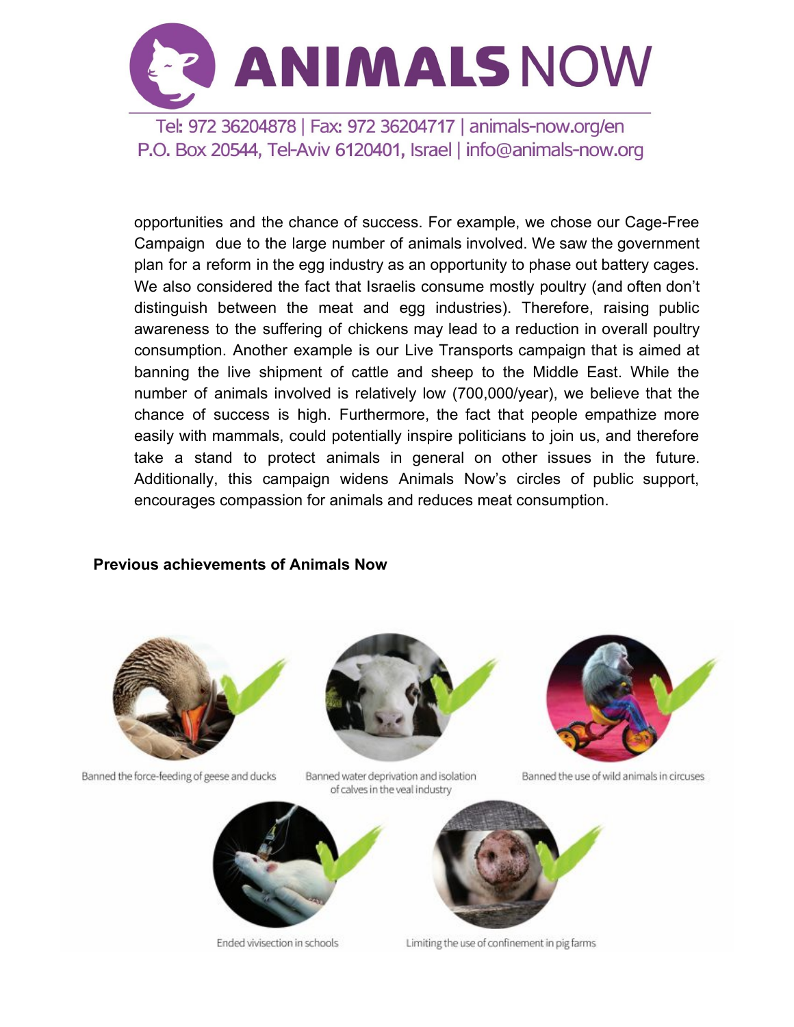opportunities and the chance of success. For example, we chose our Cage-Free Campaign due to the large number of animals involved. We saw the government plan for a reform in the egg industry as an opportunity to phase out battery cages. We also considered the fact that Israelis consume mostly poultry (and often don't distinguish between the meat and egg industries). Therefore, raising public awareness to the suffering of chickens may lead to a reduction in overall poultry consumption. Another example is our Live Transports campaign that is aimed at banning the live shipment of cattle and sheep to the Middle East. While the number of animals involved is relatively low (700,000/year), we believe that the chance of success is high. Furthermore, the fact that people empathize more easily with mammals, could potentially inspire politicians to join us, and therefore take a stand to protect animals in general on other issues in the future. Additionally, this campaign widens Animals Now's circles of public support, encourages compassion for animals and reduces meat consumption.

**Previous achievements of Animals Now**

Banned the force-feeding of geese and ducks

Banned water deprivation and isolation of calves in the veal industry

Banned the use of wild animals in circuses

Ended vivisection in schools

Limiting the use of confinement in pig farms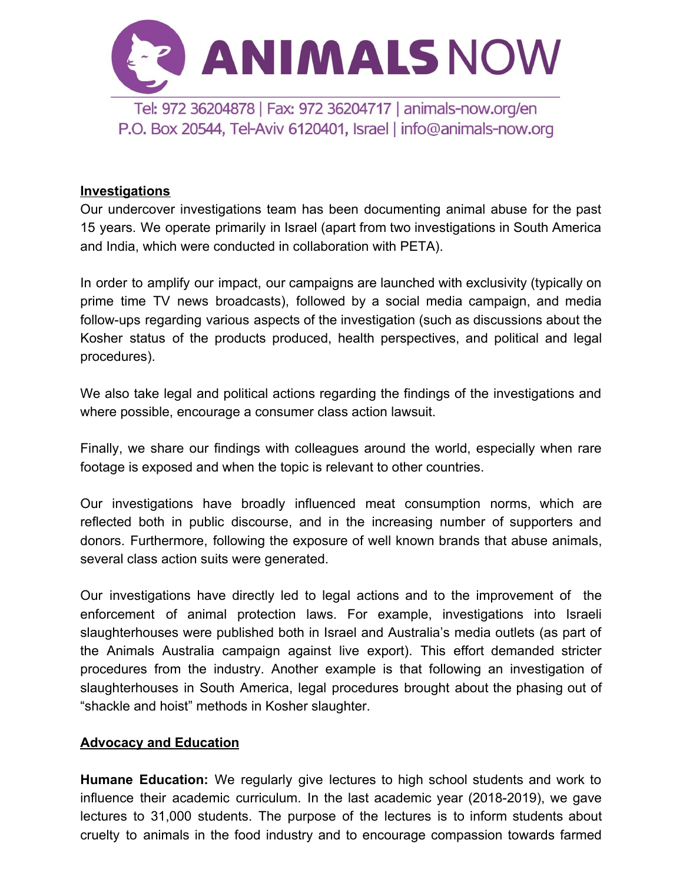## Investigations

Our undercover investigations team has been documenting animal abuse for the past 15 years. We operate primarily in Israel (apart from two investigations in South America and India, which were conducted in collaboration with PETA).

In order to amplify our impact, our campaigns are launched with exclusivity (typically on prime time TV news broadcasts), followed by a social media campaign, and media follow-ups regarding various aspects of the investigation (such as discussions about the Kosher status of the products produced, health perspectives, and political and legal procedures).

We also take legal and political actions regarding the findings of the investigations and where possible, encourage a consumer class action lawsuit.

Finally, we share our findings with colleagues around the world, especially when rare footage is exposed and when the topic is relevant to other countries.

Our investigations have broadly influenced meat consumption norms, which are reflected both in public discourse, and in the increasing number of supporters and donors. Furthermore, following the exposure of well known brands that abuse animals, several class action suits were generated.

Our investigations have directly led to legal actions and to the improvement of the enforcement of animal protection laws. For example, investigations into Israeli slaughterhouses were published both in Israel and Australia's media outlets (as part of the Animals Australia campaign against live export). This effort demanded stricter procedures from the industry. Another example is that following an investigation of slaughterhouses in South America, legal procedures brought about the phasing out of "shackle and hoist" methods in Kosher slaughter.

## Advocacy and Education

**Humane Education:** We regularly give lectures to high school students and work to influence their academic curriculum. In the last academic year (2018-2019), we gave lectures to 31,000 students. The purpose of the lectures is to inform students about cruelty to animals in the food industry and to encourage compassion towards farmed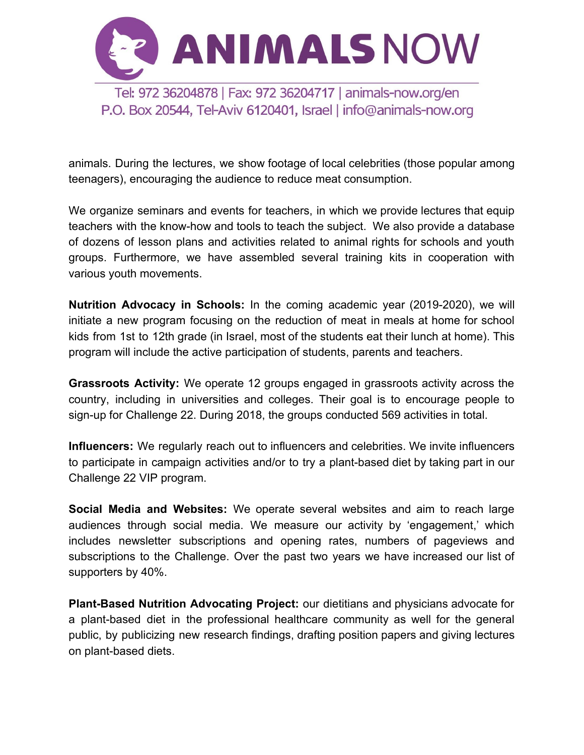animals. During the lectures, we show footage of local celebrities (those popular among teenagers), encouraging the audience to reduce meat consumption.

We organize seminars and events for teachers, in which we provide lectures that equip teachers with the know-how and tools to teach the subject. We also provide a database of dozens of lesson plans and activities related to animal rights for schools and youth groups. Furthermore, we have assembled several training kits in cooperation with various youth movements.

**Nutrition Advocacy in Schools:** In the coming academic year (2019-2020), we will initiate a new program focusing on the reduction of meat in meals at home for school kids from 1st to 12th grade (in Israel, most of the students eat their lunch at home). This program will include the active participation of students, parents and teachers.

**Grassroots Activity:** We operate 12 groups engaged in grassroots activity across the country, including in universities and colleges. Their goal is to encourage people to sign-up for Challenge 22. During 2018, the groups conducted 569 activities in total.

**Influencers:** We regularly reach out to influencers and celebrities. We invite influencers to participate in campaign activities and/or to try a plant-based diet by taking part in our Challenge 22 VIP program.

**Social Media and Websites:** We operate several websites and aim to reach large audiences through social media. We measure our activity by 'engagement,' which includes newsletter subscriptions and opening rates, numbers of pageviews and subscriptions to the Challenge. Over the past two years we have increased our list of supporters by 40%.

**Plant-Based Nutrition Advocating Project:** our dietitians and physicians advocate for a plant-based diet in the professional healthcare community as well for the general public, by publicizing new research findings, drafting position papers and giving lectures on plant-based diets.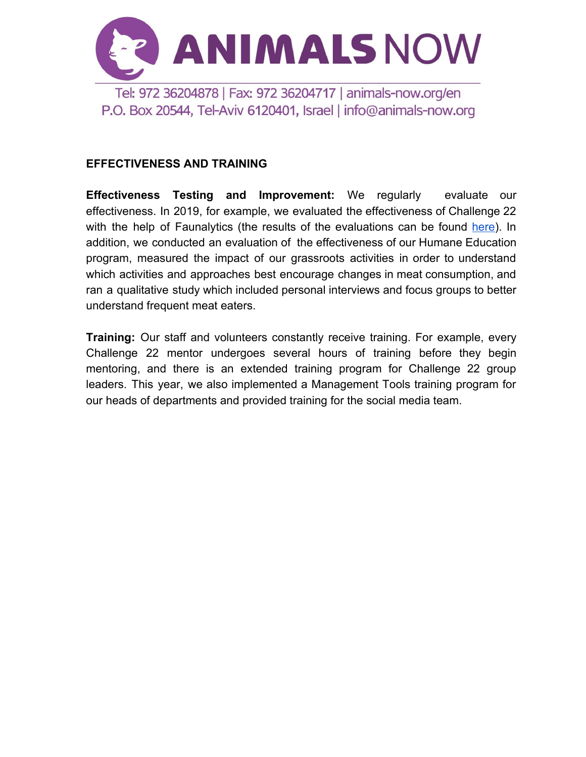# ANIMALS NOW

Tel: 972 36204878 | Fax: 972 36204717 | animals-now.org/en
P.O. Box 20544, Tel-Aviv 6120401, Israel | info@animals-now.org

## EFFECTIVENESS AND TRAINING

**Effectiveness Testing and Improvement:** We regularly evaluate our effectiveness. In 2019, for example, we evaluated the effectiveness of Challenge 22 with the help of Faunalytics (the results of the evaluations can be found here). In addition, we conducted an evaluation of the effectiveness of our Humane Education program, measured the impact of our grassroots activities in order to understand which activities and approaches best encourage changes in meat consumption, and ran a qualitative study which included personal interviews and focus groups to better understand frequent meat eaters.

**Training:** Our staff and volunteers constantly receive training. For example, every Challenge 22 mentor undergoes several hours of training before they begin mentoring, and there is an extended training program for Challenge 22 group leaders. This year, we also implemented a Management Tools training program for our heads of departments and provided training for the social media team.